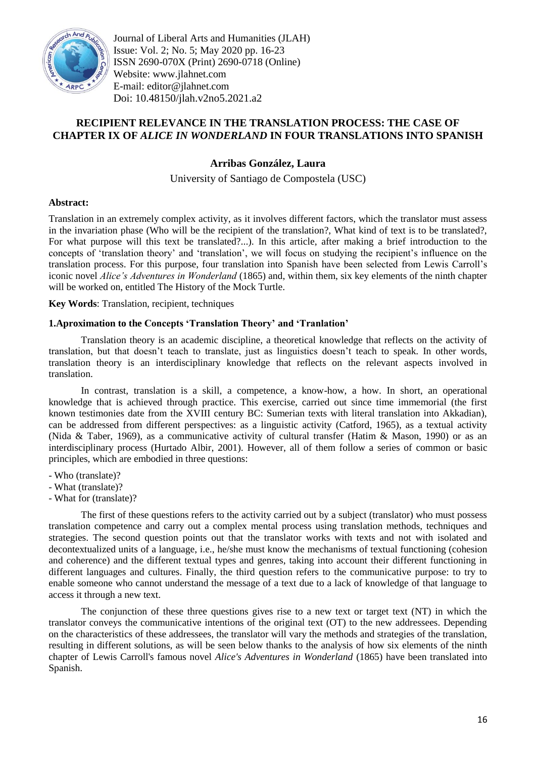## RECIPIENT RELEVANCE IN THE TRANSLATION PROCESS: THE CASE OF CHAPTER IX OF *ALICE IN WONDERLAND* IN FOUR TRANSLATIONS INTO SPANISH

**Arribas González, Laura**

University of Santiago de Compostela (USC)

**Abstract:**

Translation in an extremely complex activity, as it involves different factors, which the translator must assess in the invariation phase (Who will be the recipient of the translation?, What kind of text is to be translated?, For what purpose will this text be translated?...). In this article, after making a brief introduction to the concepts of 'translation theory' and 'translation', we will focus on studying the recipient's influence on the translation process. For this purpose, four translation into Spanish have been selected from Lewis Carroll's iconic novel *Alice's Adventures in Wonderland* (1865) and, within them, six key elements of the ninth chapter will be worked on, entitled The History of the Mock Turtle.

**Key Words**: Translation, recipient, techniques

### 1.Aproximation to the Concepts 'Translation Theory' and 'Tranlation'

Translation theory is an academic discipline, a theoretical knowledge that reflects on the activity of translation, but that doesn't teach to translate, just as linguistics doesn't teach to speak. In other words, translation theory is an interdisciplinary knowledge that reflects on the relevant aspects involved in translation.

In contrast, translation is a skill, a competence, a know-how, a how. In short, an operational knowledge that is achieved through practice. This exercise, carried out since time immemorial (the first known testimonies date from the XVIII century BC: Sumerian texts with literal translation into Akkadian), can be addressed from different perspectives: as a linguistic activity (Catford, 1965), as a textual activity (Nida & Taber, 1969), as a communicative activity of cultural transfer (Hatim & Mason, 1990) or as an interdisciplinary process (Hurtado Albir, 2001). However, all of them follow a series of common or basic principles, which are embodied in three questions:

- Who (translate)?
- What (translate)?
- What for (translate)?

The first of these questions refers to the activity carried out by a subject (translator) who must possess translation competence and carry out a complex mental process using translation methods, techniques and strategies. The second question points out that the translator works with texts and not with isolated and decontextualized units of a language, i.e., he/she must know the mechanisms of textual functioning (cohesion and coherence) and the different textual types and genres, taking into account their different functioning in different languages and cultures. Finally, the third question refers to the communicative purpose: to try to enable someone who cannot understand the message of a text due to a lack of knowledge of that language to access it through a new text.

The conjunction of these three questions gives rise to a new text or target text (NT) in which the translator conveys the communicative intentions of the original text (OT) to the new addressees. Depending on the characteristics of these addressees, the translator will vary the methods and strategies of the translation, resulting in different solutions, as will be seen below thanks to the analysis of how six elements of the ninth chapter of Lewis Carroll's famous novel *Alice's Adventures in Wonderland* (1865) have been translated into Spanish.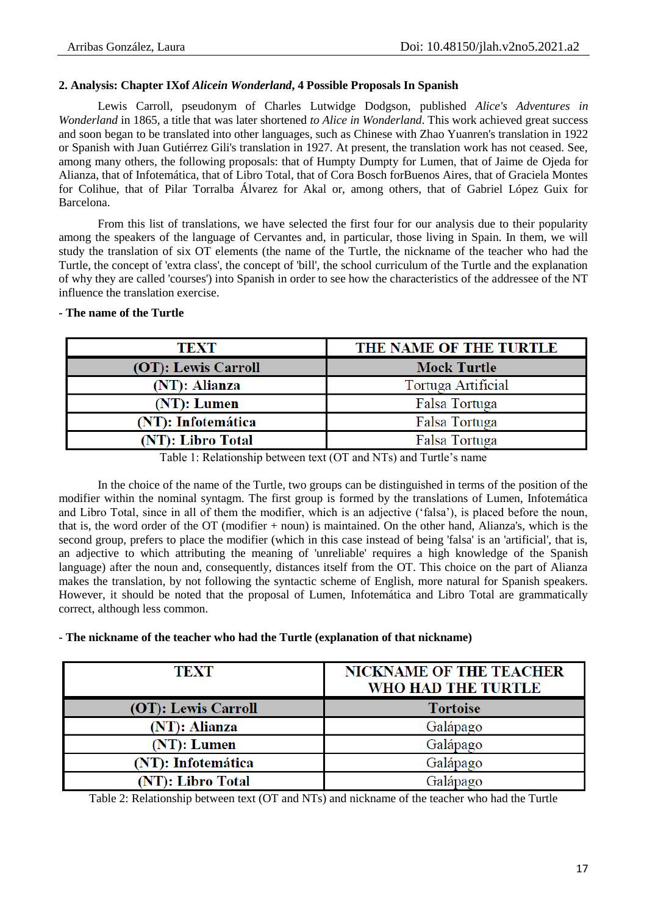## 2. Analysis: Chapter IXof *Alicein Wonderland*, 4 Possible Proposals In Spanish

Lewis Carroll, pseudonym of Charles Lutwidge Dodgson, published *Alice's Adventures in Wonderland* in 1865, a title that was later shortened *to Alice in Wonderland*. This work achieved great success and soon began to be translated into other languages, such as Chinese with Zhao Yuanren's translation in 1922 or Spanish with Juan Gutiérrez Gili's translation in 1927. At present, the translation work has not ceased. See, among many others, the following proposals: that of Humpty Dumpty for Lumen, that of Jaime de Ojeda for Alianza, that of Infotemática, that of Libro Total, that of Cora Bosch forBuenos Aires, that of Graciela Montes for Colihue, that of Pilar Torralba Álvarez for Akal or, among others, that of Gabriel López Guix for Barcelona.

From this list of translations, we have selected the first four for our analysis due to their popularity among the speakers of the language of Cervantes and, in particular, those living in Spain. In them, we will study the translation of six OT elements (the name of the Turtle, the nickname of the teacher who had the Turtle, the concept of 'extra class', the concept of 'bill', the school curriculum of the Turtle and the explanation of why they are called 'courses') into Spanish in order to see how the characteristics of the addressee of the NT influence the translation exercise.

**- The name of the Turtle**

| TEXT | THE NAME OF THE TURTLE |
|---|---|
| **(OT): Lewis Carroll** | **Mock Turtle** |
| **(NT): Alianza** | Tortuga Artificial |
| **(NT): Lumen** | Falsa Tortuga |
| **(NT): Infotemática** | Falsa Tortuga |
| **(NT): Libro Total** | Falsa Tortuga |

Table 1: Relationship between text (OT and NTs) and Turtle's name

In the choice of the name of the Turtle, two groups can be distinguished in terms of the position of the modifier within the nominal syntagm. The first group is formed by the translations of Lumen, Infotemática and Libro Total, since in all of them the modifier, which is an adjective ('falsa'), is placed before the noun, that is, the word order of the OT (modifier + noun) is maintained. On the other hand, Alianza's, which is the second group, prefers to place the modifier (which in this case instead of being 'falsa' is an 'artificial', that is, an adjective to which attributing the meaning of 'unreliable' requires a high knowledge of the Spanish language) after the noun and, consequently, distances itself from the OT. This choice on the part of Alianza makes the translation, by not following the syntactic scheme of English, more natural for Spanish speakers. However, it should be noted that the proposal of Lumen, Infotemática and Libro Total are grammatically correct, although less common.

**- The nickname of the teacher who had the Turtle (explanation of that nickname)**

| TEXT | NICKNAME OF THE TEACHER WHO HAD THE TURTLE |
|---|---|
| **(OT): Lewis Carroll** | **Tortoise** |
| **(NT): Alianza** | Galápago |
| **(NT): Lumen** | Galápago |
| **(NT): Infotemática** | Galápago |
| **(NT): Libro Total** | Galápago |

Table 2: Relationship between text (OT and NTs) and nickname of the teacher who had the Turtle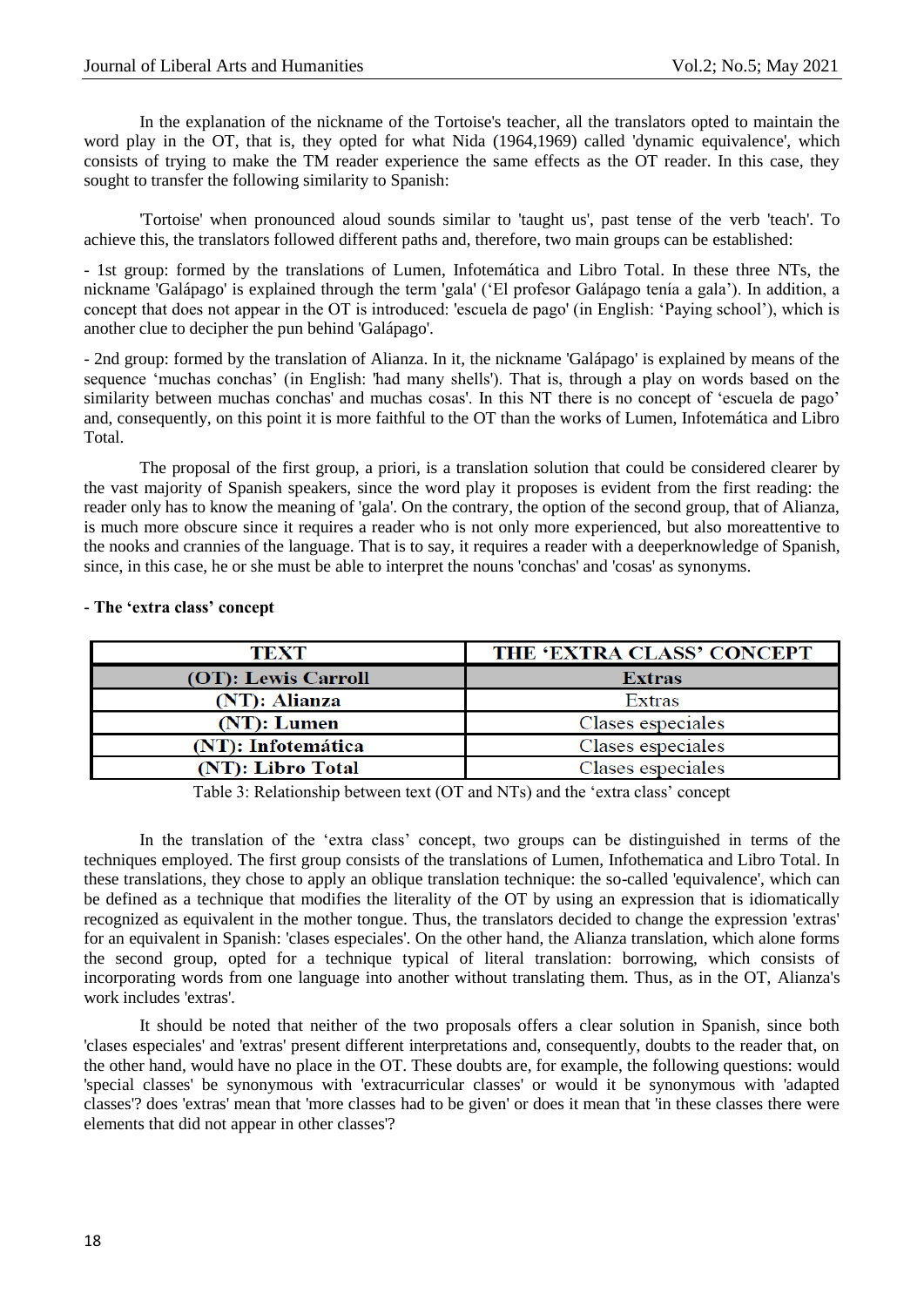In the explanation of the nickname of the Tortoise's teacher, all the translators opted to maintain the word play in the OT, that is, they opted for what Nida (1964,1969) called 'dynamic equivalence', which consists of trying to make the TM reader experience the same effects as the OT reader. In this case, they sought to transfer the following similarity to Spanish:

'Tortoise' when pronounced aloud sounds similar to 'taught us', past tense of the verb 'teach'. To achieve this, the translators followed different paths and, therefore, two main groups can be established:

- 1st group: formed by the translations of Lumen, Infotemática and Libro Total. In these three NTs, the nickname 'Galápago' is explained through the term 'gala' ('El profesor Galápago tenía a gala'). In addition, a concept that does not appear in the OT is introduced: 'escuela de pago' (in English: 'Paying school'), which is another clue to decipher the pun behind 'Galápago'.

- 2nd group: formed by the translation of Alianza. In it, the nickname 'Galápago' is explained by means of the sequence 'muchas conchas' (in English: 'had many shells'). That is, through a play on words based on the similarity between muchas conchas' and muchas cosas'. In this NT there is no concept of 'escuela de pago' and, consequently, on this point it is more faithful to the OT than the works of Lumen, Infotemática and Libro Total.

The proposal of the first group, a priori, is a translation solution that could be considered clearer by the vast majority of Spanish speakers, since the word play it proposes is evident from the first reading: the reader only has to know the meaning of 'gala'. On the contrary, the option of the second group, that of Alianza, is much more obscure since it requires a reader who is not only more experienced, but also moreattentive to the nooks and crannies of the language. That is to say, it requires a reader with a deeperknowledge of Spanish, since, in this case, he or she must be able to interpret the nouns 'conchas' and 'cosas' as synonyms.

**- The 'extra class' concept**

| TEXT | THE 'EXTRA CLASS' CONCEPT |
|---|---|
| (OT): Lewis Carroll | Extras |
| (NT): Alianza | Extras |
| (NT): Lumen | Clases especiales |
| (NT): Infotemática | Clases especiales |
| (NT): Libro Total | Clases especiales |

Table 3: Relationship between text (OT and NTs) and the 'extra class' concept

In the translation of the 'extra class' concept, two groups can be distinguished in terms of the techniques employed. The first group consists of the translations of Lumen, Infothematica and Libro Total. In these translations, they chose to apply an oblique translation technique: the so-called 'equivalence', which can be defined as a technique that modifies the literality of the OT by using an expression that is idiomatically recognized as equivalent in the mother tongue. Thus, the translators decided to change the expression 'extras' for an equivalent in Spanish: 'clases especiales'. On the other hand, the Alianza translation, which alone forms the second group, opted for a technique typical of literal translation: borrowing, which consists of incorporating words from one language into another without translating them. Thus, as in the OT, Alianza's work includes 'extras'.

It should be noted that neither of the two proposals offers a clear solution in Spanish, since both 'clases especiales' and 'extras' present different interpretations and, consequently, doubts to the reader that, on the other hand, would have no place in the OT. These doubts are, for example, the following questions: would 'special classes' be synonymous with 'extracurricular classes' or would it be synonymous with 'adapted classes'? does 'extras' mean that 'more classes had to be given' or does it mean that 'in these classes there were elements that did not appear in other classes'?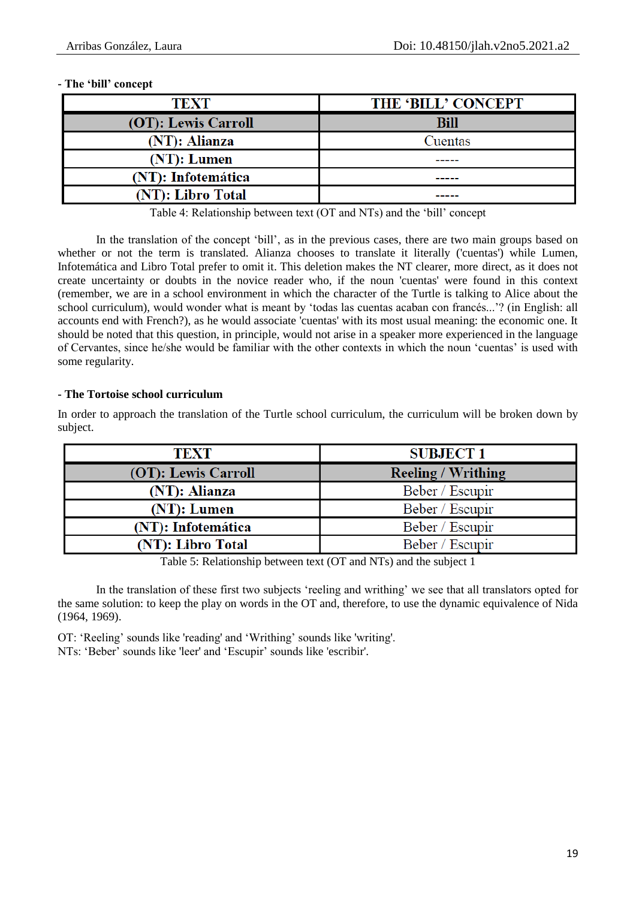**- The 'bill' concept**

| TEXT | THE 'BILL' CONCEPT |
|---|---|
| **(OT): Lewis Carroll** | **Bill** |
| **(NT): Alianza** | Cuentas |
| **(NT): Lumen** | ----- |
| **(NT): Infotemática** | ----- |
| **(NT): Libro Total** | ----- |

Table 4: Relationship between text (OT and NTs) and the 'bill' concept

In the translation of the concept 'bill', as in the previous cases, there are two main groups based on whether or not the term is translated. Alianza chooses to translate it literally ('cuentas') while Lumen, Infotemática and Libro Total prefer to omit it. This deletion makes the NT clearer, more direct, as it does not create uncertainty or doubts in the novice reader who, if the noun 'cuentas' were found in this context (remember, we are in a school environment in which the character of the Turtle is talking to Alice about the school curriculum), would wonder what is meant by 'todas las cuentas acaban con francés...'? (in English: all accounts end with French?), as he would associate 'cuentas' with its most usual meaning: the economic one. It should be noted that this question, in principle, would not arise in a speaker more experienced in the language of Cervantes, since he/she would be familiar with the other contexts in which the noun 'cuentas' is used with some regularity.

**- The Tortoise school curriculum**

In order to approach the translation of the Turtle school curriculum, the curriculum will be broken down by subject.

| TEXT | SUBJECT 1 |
|---|---|
| **(OT): Lewis Carroll** | **Reeling / Writhing** |
| **(NT): Alianza** | Beber / Escupir |
| **(NT): Lumen** | Beber / Escupir |
| **(NT): Infotemática** | Beber / Escupir |
| **(NT): Libro Total** | Beber / Escupir |

Table 5: Relationship between text (OT and NTs) and the subject 1

In the translation of these first two subjects 'reeling and writhing' we see that all translators opted for the same solution: to keep the play on words in the OT and, therefore, to use the dynamic equivalence of Nida (1964, 1969).

OT: 'Reeling' sounds like 'reading' and 'Writhing' sounds like 'writing'.
NTs: 'Beber' sounds like 'leer' and 'Escupir' sounds like 'escribir'.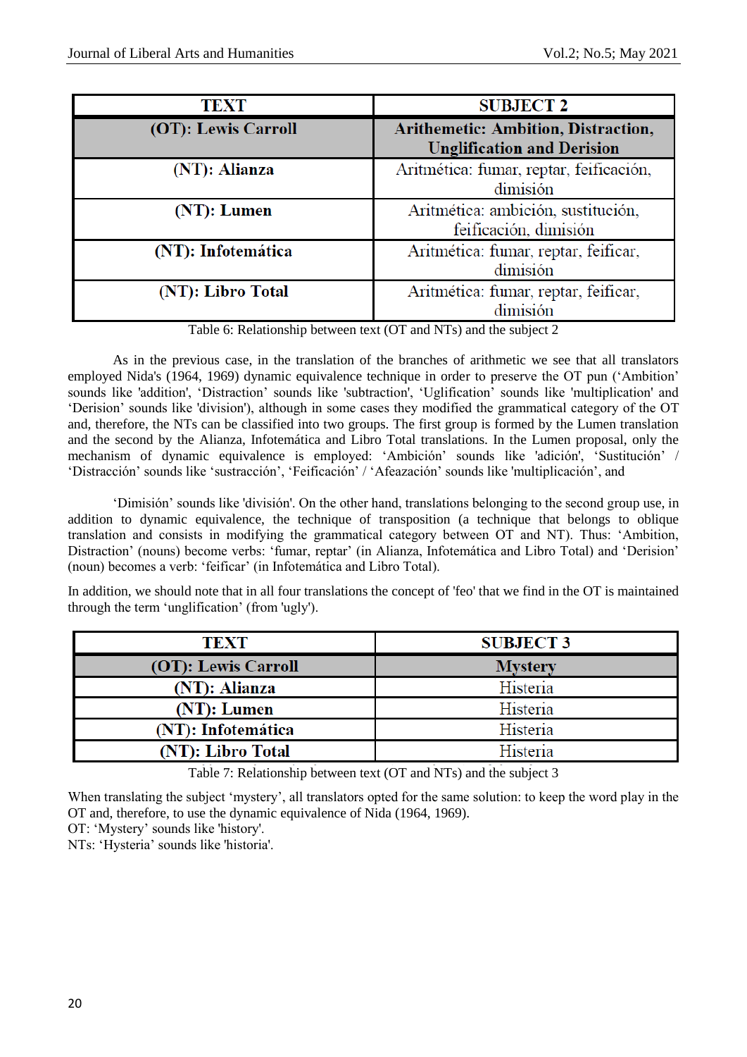| TEXT | SUBJECT 2 |
|---|---|
| **(OT): Lewis Carroll** | **Arithemetic: Ambition, Distraction, Uglification and Derision** |
| **(NT): Alianza** | Aritmética: fumar, reptar, feificación, dimisión |
| **(NT): Lumen** | Aritmética: ambición, sustitución, feificación, dimisión |
| **(NT): Infotemática** | Aritmética: fumar, reptar, feificar, dimisión |
| **(NT): Libro Total** | Aritmética: fumar, reptar, feificar, dimisión |

Table 6: Relationship between text (OT and NTs) and the subject 2

As in the previous case, in the translation of the branches of arithmetic we see that all translators employed Nida's (1964, 1969) dynamic equivalence technique in order to preserve the OT pun ('Ambition' sounds like 'addition', 'Distraction' sounds like 'subtraction', 'Uglification' sounds like 'multiplication' and 'Derision' sounds like 'division'), although in some cases they modified the grammatical category of the OT and, therefore, the NTs can be classified into two groups. The first group is formed by the Lumen translation and the second by the Alianza, Infotemática and Libro Total translations. In the Lumen proposal, only the mechanism of dynamic equivalence is employed: 'Ambición' sounds like 'adición', 'Sustitución' / 'Distracción' sounds like 'sustracción', 'Feificación' / 'Afeazación' sounds like 'multiplicación', and

'Dimisión' sounds like 'división'. On the other hand, translations belonging to the second group use, in addition to dynamic equivalence, the technique of transposition (a technique that belongs to oblique translation and consists in modifying the grammatical category between OT and NT). Thus: 'Ambition, Distraction' (nouns) become verbs: 'fumar, reptar' (in Alianza, Infotemática and Libro Total) and 'Derision' (noun) becomes a verb: 'feificar' (in Infotemática and Libro Total).

In addition, we should note that in all four translations the concept of 'feo' that we find in the OT is maintained through the term 'unglification' (from 'ugly').

| TEXT | SUBJECT 3 |
|---|---|
| **(OT): Lewis Carroll** | **Mystery** |
| **(NT): Alianza** | Histeria |
| **(NT): Lumen** | Histeria |
| **(NT): Infotemática** | Histeria |
| **(NT): Libro Total** | Histeria |

Table 7: Relationship between text (OT and NTs) and the subject 3

When translating the subject 'mystery', all translators opted for the same solution: to keep the word play in the OT and, therefore, to use the dynamic equivalence of Nida (1964, 1969).
OT: 'Mystery' sounds like 'history'.
NTs: 'Hysteria' sounds like 'historia'.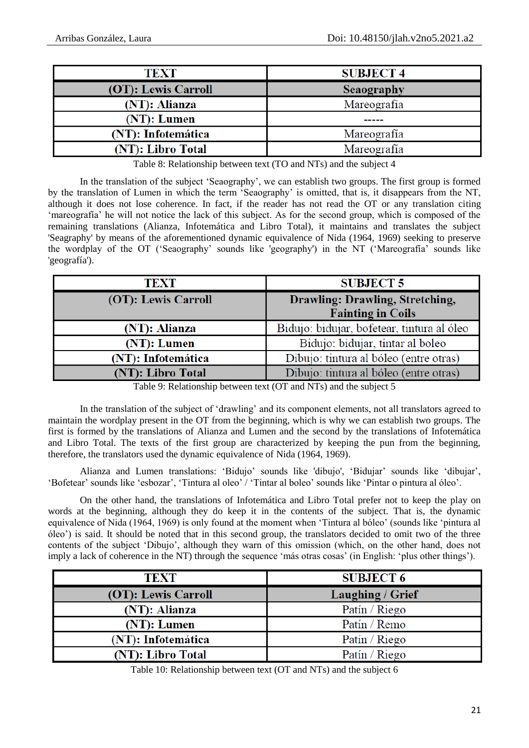| TEXT | SUBJECT 4 |
|---|---|
| **(OT): Lewis Carroll** | **Seaography** |
| **(NT): Alianza** | Mareografía |
| **(NT): Lumen** | ----- |
| **(NT): Infotemática** | Mareografía |
| **(NT): Libro Total** | Mareografía |

Table 8: Relationship between text (TO and NTs) and the subject 4

In the translation of the subject 'Seaography', we can establish two groups. The first group is formed by the translation of Lumen in which the term 'Seaography' is omitted, that is, it disappears from the NT, although it does not lose coherence. In fact, if the reader has not read the OT or any translation citing 'mareografía' he will not notice the lack of this subject. As for the second group, which is composed of the remaining translations (Alianza, Infotemática and Libro Total), it maintains and translates the subject 'Seagraphy' by means of the aforementioned dynamic equivalence of Nida (1964, 1969) seeking to preserve the wordplay of the OT ('Seaography' sounds like 'geography') in the NT ('Mareografía' sounds like 'geografía').

| TEXT | SUBJECT 5 |
|---|---|
| **(OT): Lewis Carroll** | **Drawling: Drawling, Stretching, Fainting in Coils** |
| **(NT): Alianza** | Bidujo: bidujar, bofetear, tintura al óleo |
| **(NT): Lumen** | Bidujo: bidujar, tintar al boleo |
| **(NT): Infotemática** | Dibujo: tintura al bóleo (entre otras) |
| **(NT): Libro Total** | Dibujo: tintura al bóleo (entre otras) |

Table 9: Relationship between text (OT and NTs) and the subject 5

In the translation of the subject of 'drawling' and its component elements, not all translators agreed to maintain the wordplay present in the OT from the beginning, which is why we can establish two groups. The first is formed by the translations of Alianza and Lumen and the second by the translations of Infotemática and Libro Total. The texts of the first group are characterized by keeping the pun from the beginning, therefore, the translators used the dynamic equivalence of Nida (1964, 1969).

Alianza and Lumen translations: 'Bidujo' sounds like 'dibujo', 'Bidujar' sounds like 'dibujar', 'Bofetear' sounds like 'esbozar', 'Tintura al oleo' / 'Tintar al boleo' sounds like 'Pintar o pintura al óleo'.

On the other hand, the translations of Infotemática and Libro Total prefer not to keep the play on words at the beginning, although they do keep it in the contents of the subject. That is, the dynamic equivalence of Nida (1964, 1969) is only found at the moment when 'Tintura al bóleo' (sounds like 'pintura al óleo') is said. It should be noted that in this second group, the translators decided to omit two of the three contents of the subject 'Dibujo', although they warn of this omission (which, on the other hand, does not imply a lack of coherence in the NT) through the sequence 'más otras cosas' (in English: 'plus other things').

| TEXT | SUBJECT 6 |
|---|---|
| **(OT): Lewis Carroll** | **Laughing / Grief** |
| **(NT): Alianza** | Patín / Riego |
| **(NT): Lumen** | Patín / Remo |
| **(NT): Infotemática** | Patín / Riego |
| **(NT): Libro Total** | Patín / Riego |

Table 10: Relationship between text (OT and NTs) and the subject 6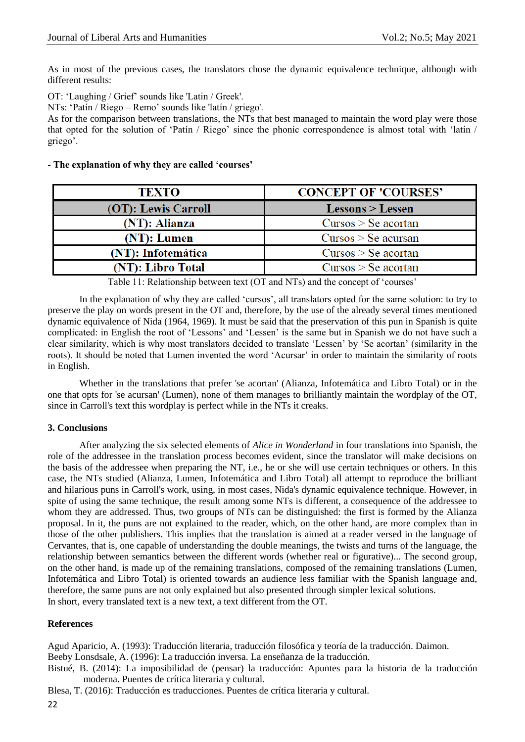As in most of the previous cases, the translators chose the dynamic equivalence technique, although with different results:

OT: 'Laughing / Grief' sounds like 'Latin / Greek'.
NTs: 'Patín / Riego – Remo' sounds like 'latín / griego'.
As for the comparison between translations, the NTs that best managed to maintain the word play were those that opted for the solution of 'Patín / Riego' since the phonic correspondence is almost total with 'latín / griego'.

**- The explanation of why they are called 'courses'**

| TEXTO | CONCEPT OF 'COURSES' |
|---|---|
| **(OT): Lewis Carroll** | **Lessons > Lessen** |
| **(NT): Alianza** | Cursos > Se acortan |
| **(NT): Lumen** | Cursos > Se acursan |
| **(NT): Infotemática** | Cursos > Se acortan |
| **(NT): Libro Total** | Cursos > Se acortan |

Table 11: Relationship between text (OT and NTs) and the concept of 'courses'

In the explanation of why they are called 'cursos', all translators opted for the same solution: to try to preserve the play on words present in the OT and, therefore, by the use of the already several times mentioned dynamic equivalence of Nida (1964, 1969). It must be said that the preservation of this pun in Spanish is quite complicated: in English the root of 'Lessons' and 'Lessen' is the same but in Spanish we do not have such a clear similarity, which is why most translators decided to translate 'Lessen' by 'Se acortan' (similarity in the roots). It should be noted that Lumen invented the word 'Acursar' in order to maintain the similarity of roots in English.

Whether in the translations that prefer 'se acortan' (Alianza, Infotemática and Libro Total) or in the one that opts for 'se acursan' (Lumen), none of them manages to brilliantly maintain the wordplay of the OT, since in Carroll's text this wordplay is perfect while in the NTs it creaks.

### 3. Conclusions

After analyzing the six selected elements of *Alice in Wonderland* in four translations into Spanish, the role of the addressee in the translation process becomes evident, since the translator will make decisions on the basis of the addressee when preparing the NT, i.e., he or she will use certain techniques or others. In this case, the NTs studied (Alianza, Lumen, Infotemática and Libro Total) all attempt to reproduce the brilliant and hilarious puns in Carroll's work, using, in most cases, Nida's dynamic equivalence technique. However, in spite of using the same technique, the result among some NTs is different, a consequence of the addressee to whom they are addressed. Thus, two groups of NTs can be distinguished: the first is formed by the Alianza proposal. In it, the puns are not explained to the reader, which, on the other hand, are more complex than in those of the other publishers. This implies that the translation is aimed at a reader versed in the language of Cervantes, that is, one capable of understanding the double meanings, the twists and turns of the language, the relationship between semantics between the different words (whether real or figurative)... The second group, on the other hand, is made up of the remaining translations, composed of the remaining translations (Lumen, Infotemática and Libro Total) is oriented towards an audience less familiar with the Spanish language and, therefore, the same puns are not only explained but also presented through simpler lexical solutions.
In short, every translated text is a new text, a text different from the OT.

### References

Agud Aparicio, A. (1993): Traducción literaria, traducción filosófica y teoría de la traducción. Daimon.

Beeby Lonsdsale, A. (1996): La traducción inversa. La enseñanza de la traducción.

Bistué, B. (2014): La imposibilidad de (pensar) la traducción: Apuntes para la historia de la traducción moderna. Puentes de crítica literaria y cultural.

Blesa, T. (2016): Traducción es traducciones. Puentes de crítica literaria y cultural.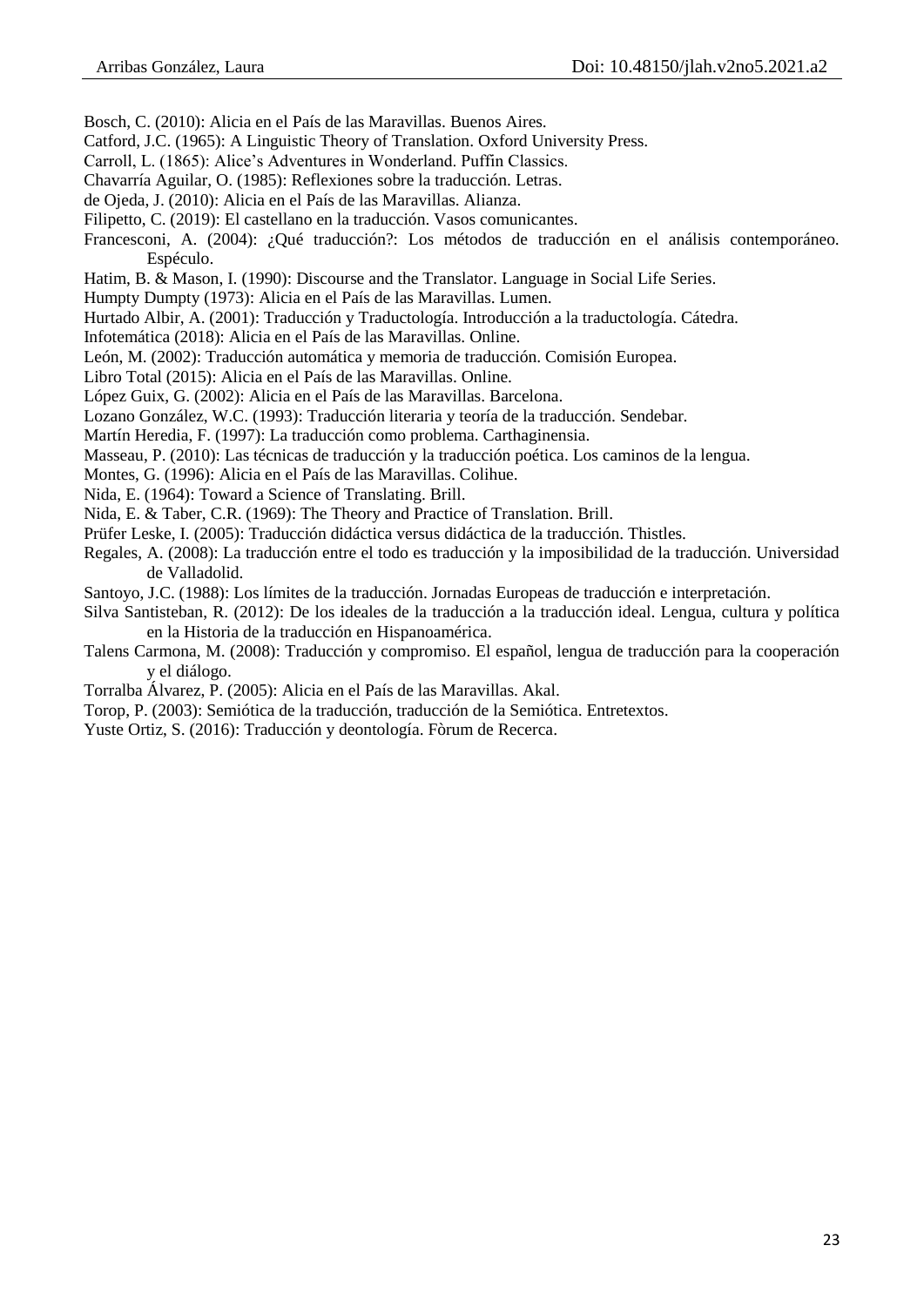Bosch, C. (2010): Alicia en el País de las Maravillas. Buenos Aires.

Catford, J.C. (1965): A Linguistic Theory of Translation. Oxford University Press.

Carroll, L. (1865): Alice's Adventures in Wonderland. Puffin Classics.

Chavarría Aguilar, O. (1985): Reflexiones sobre la traducción. Letras.

de Ojeda, J. (2010): Alicia en el País de las Maravillas. Alianza.

Filipetto, C. (2019): El castellano en la traducción. Vasos comunicantes.

Francesconi, A. (2004): ¿Qué traducción?: Los métodos de traducción en el análisis contemporáneo. Espéculo.

Hatim, B. & Mason, I. (1990): Discourse and the Translator. Language in Social Life Series.

Humpty Dumpty (1973): Alicia en el País de las Maravillas. Lumen.

Hurtado Albir, A. (2001): Traducción y Traductología. Introducción a la traductología. Cátedra.

Infotemática (2018): Alicia en el País de las Maravillas. Online.

León, M. (2002): Traducción automática y memoria de traducción. Comisión Europea.

Libro Total (2015): Alicia en el País de las Maravillas. Online.

López Guix, G. (2002): Alicia en el País de las Maravillas. Barcelona.

Lozano González, W.C. (1993): Traducción literaria y teoría de la traducción. Sendebar.

Martín Heredia, F. (1997): La traducción como problema. Carthaginensia.

Masseau, P. (2010): Las técnicas de traducción y la traducción poética. Los caminos de la lengua.

Montes, G. (1996): Alicia en el País de las Maravillas. Colihue.

Nida, E. (1964): Toward a Science of Translating. Brill.

Nida, E. & Taber, C.R. (1969): The Theory and Practice of Translation. Brill.

Prüfer Leske, I. (2005): Traducción didáctica versus didáctica de la traducción. Thistles.

Regales, A. (2008): La traducción entre el todo es traducción y la imposibilidad de la traducción. Universidad de Valladolid.

Santoyo, J.C. (1988): Los límites de la traducción. Jornadas Europeas de traducción e interpretación.

Silva Santisteban, R. (2012): De los ideales de la traducción a la traducción ideal. Lengua, cultura y política en la Historia de la traducción en Hispanoamérica.

Talens Carmona, M. (2008): Traducción y compromiso. El español, lengua de traducción para la cooperación y el diálogo.

Torralba Álvarez, P. (2005): Alicia en el País de las Maravillas. Akal.

Torop, P. (2003): Semiótica de la traducción, traducción de la Semiótica. Entretextos.

Yuste Ortiz, S. (2016): Traducción y deontología. Fòrum de Recerca.